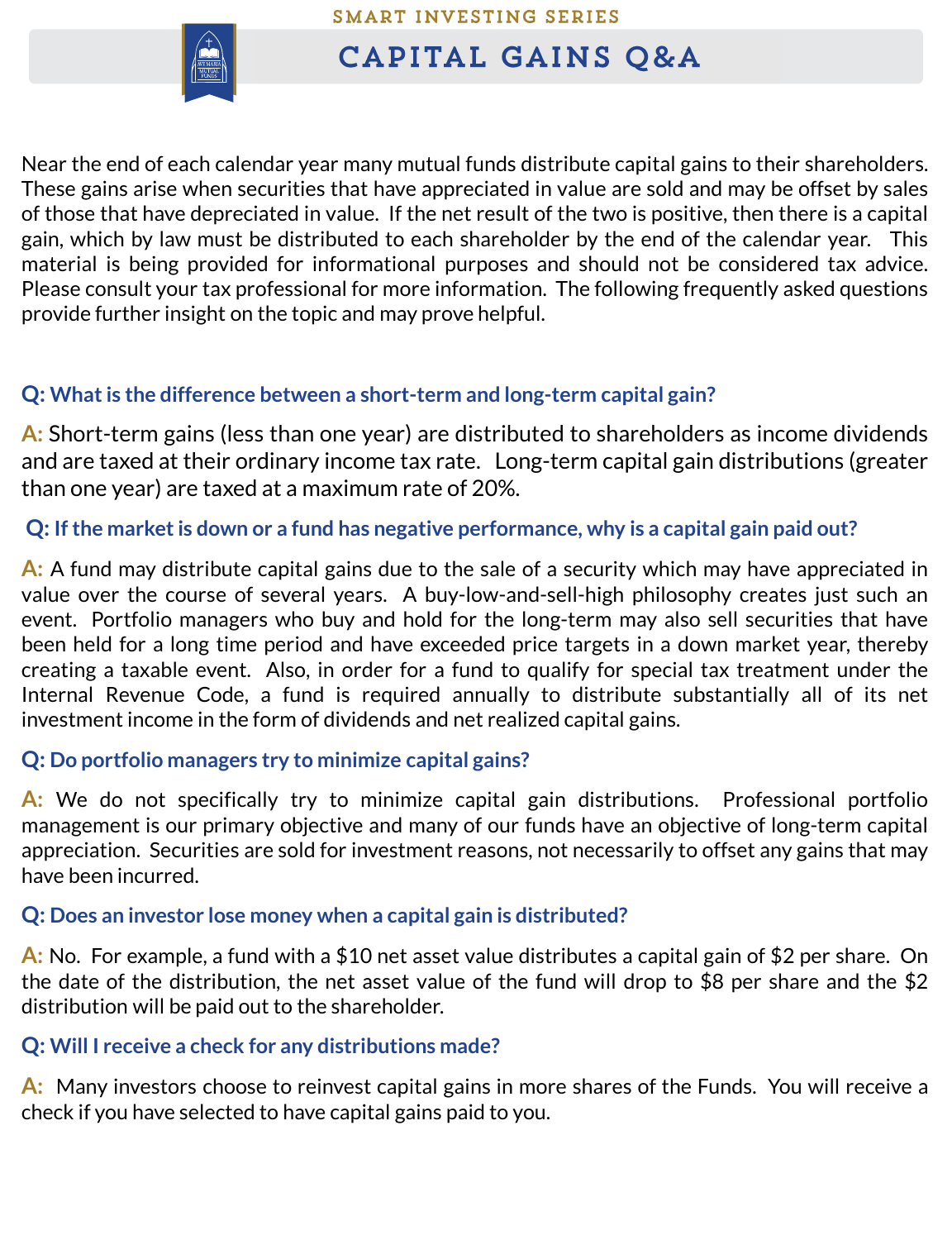SMART INVESTING SERIES

# CAPITAL GAINS Q&A

Near the end of each calendar year many mutual funds distribute capital gains to their shareholders. These gains arise when securities that have appreciated in value are sold and may be offset by sales of those that have depreciated in value. If the net result of the two is positive, then there is a capital gain, which by law must be distributed to each shareholder by the end of the calendar year. This material is being provided for informational purposes and should not be considered tax advice. Please consult your tax professional for more information. The following frequently asked questions provide further insight on the topic and may prove helpful.

**Q: What is the difference between a short-term and long-term capital gain?**

**A:** Short-term gains (less than one year) are distributed to shareholders as income dividends and are taxed at their ordinary income tax rate. Long-term capital gain distributions (greater than one year) are taxed at a maximum rate of 20%.

**Q: If the market is down or a fund has negative performance, why is a capital gain paid out?**

**A:** A fund may distribute capital gains due to the sale of a security which may have appreciated in value over the course of several years. A buy-low-and-sell-high philosophy creates just such an event. Portfolio managers who buy and hold for the long-term may also sell securities that have been held for a long time period and have exceeded price targets in a down market year, thereby creating a taxable event. Also, in order for a fund to qualify for special tax treatment under the Internal Revenue Code, a fund is required annually to distribute substantially all of its net investment income in the form of dividends and net realized capital gains.

**Q: Do portfolio managers try to minimize capital gains?**

**A:** We do not specifically try to minimize capital gain distributions. Professional portfolio management is our primary objective and many of our funds have an objective of long-term capital appreciation. Securities are sold for investment reasons, not necessarily to offset any gains that may have been incurred.

**Q: Does an investor lose money when a capital gain is distributed?**

**A:** No. For example, a fund with a $10 net asset value distributes a capital gain of $2 per share. On the date of the distribution, the net asset value of the fund will drop to $8 per share and the $2 distribution will be paid out to the shareholder.

**Q: Will I receive a check for any distributions made?**

**A:** Many investors choose to reinvest capital gains in more shares of the Funds. You will receive a check if you have selected to have capital gains paid to you.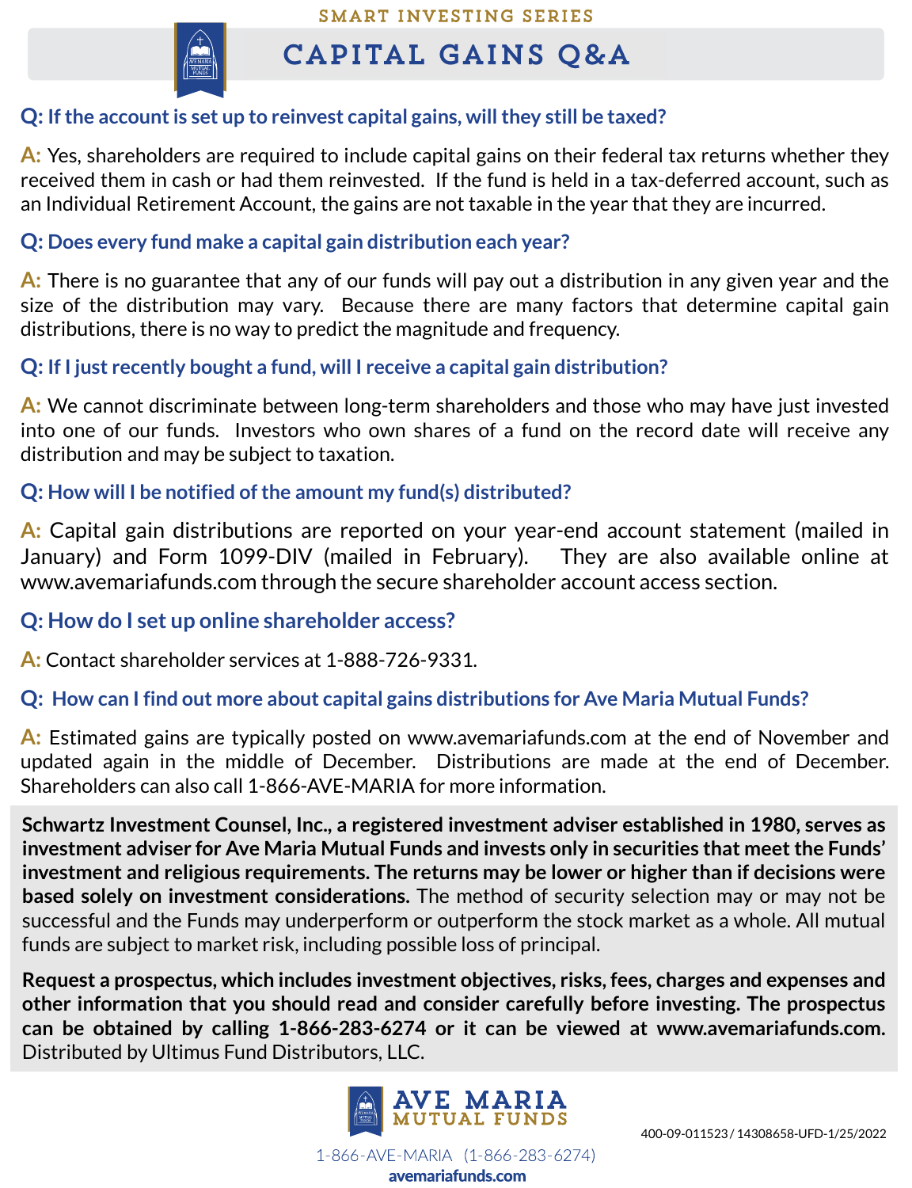SMART INVESTING SERIES

# CAPITAL GAINS Q&A

**Q: If the account is set up to reinvest capital gains, will they still be taxed?**

**A:** Yes, shareholders are required to include capital gains on their federal tax returns whether they received them in cash or had them reinvested. If the fund is held in a tax-deferred account, such as an Individual Retirement Account, the gains are not taxable in the year that they are incurred.

**Q: Does every fund make a capital gain distribution each year?**

**A:** There is no guarantee that any of our funds will pay out a distribution in any given year and the size of the distribution may vary. Because there are many factors that determine capital gain distributions, there is no way to predict the magnitude and frequency.

**Q: If I just recently bought a fund, will I receive a capital gain distribution?**

**A:** We cannot discriminate between long-term shareholders and those who may have just invested into one of our funds. Investors who own shares of a fund on the record date will receive any distribution and may be subject to taxation.

**Q: How will I be notified of the amount my fund(s) distributed?**

**A:** Capital gain distributions are reported on your year-end account statement (mailed in January) and Form 1099-DIV (mailed in February). They are also available online at www.avemariafunds.com through the secure shareholder account access section.

**Q: How do I set up online shareholder access?**

**A:** Contact shareholder services at 1-888-726-9331.

**Q: How can I find out more about capital gains distributions for Ave Maria Mutual Funds?**

**A:** Estimated gains are typically posted on www.avemariafunds.com at the end of November and updated again in the middle of December. Distributions are made at the end of December. Shareholders can also call 1-866-AVE-MARIA for more information.

**Schwartz Investment Counsel, Inc., a registered investment adviser established in 1980, serves as investment adviser for Ave Maria Mutual Funds and invests only in securities that meet the Funds' investment and religious requirements. The returns may be lower or higher than if decisions were based solely on investment considerations.** The method of security selection may or may not be successful and the Funds may underperform or outperform the stock market as a whole. All mutual funds are subject to market risk, including possible loss of principal.

**Request a prospectus, which includes investment objectives, risks, fees, charges and expenses and other information that you should read and consider carefully before investing. The prospectus can be obtained by calling 1-866-283-6274 or it can be viewed at www.avemariafunds.com.** Distributed by Ultimus Fund Distributors, LLC.

AVE MARIA MUTUAL FUNDS

400-09-011523 / 14308658-UFD-1/25/2022

1-866-AVE-MARIA (1-866-283-6274)

**avemariafunds.com**